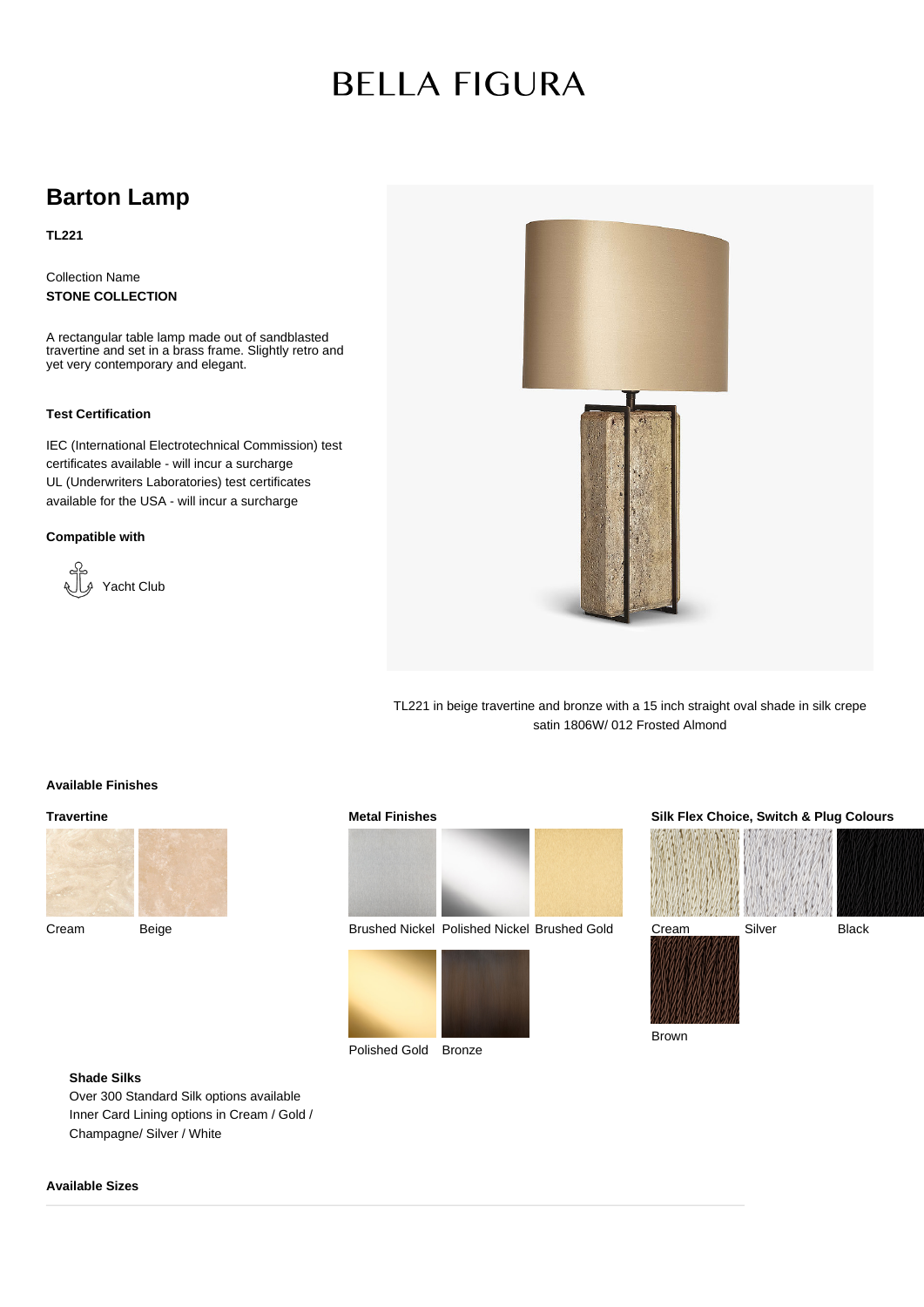# BELLA FIGURA

## Barton Lamp

**TL221**

Collection Name
**STONE COLLECTION**

A rectangular table lamp made out of sandblasted travertine and set in a brass frame. Slightly retro and yet very contemporary and elegant.

**Test Certification**

IEC (International Electrotechnical Commission) test certificates available - will incur a surcharge
UL (Underwriters Laboratories) test certificates available for the USA - will incur a surcharge

**Compatible with**

Yacht Club

TL221 in beige travertine and bronze with a 15 inch straight oval shade in silk crepe satin 1806W/ 012 Frosted Almond

**Available Finishes**

**Travertine**

Cream
Beige

**Metal Finishes**

Brushed Nickel
Polished Nickel
Brushed Gold
Polished Gold
Bronze

**Silk Flex Choice, Switch & Plug Colours**

Cream
Silver
Black
Brown

**Shade Silks**

Over 300 Standard Silk options available
Inner Card Lining options in Cream / Gold / Champagne/ Silver / White

**Available Sizes**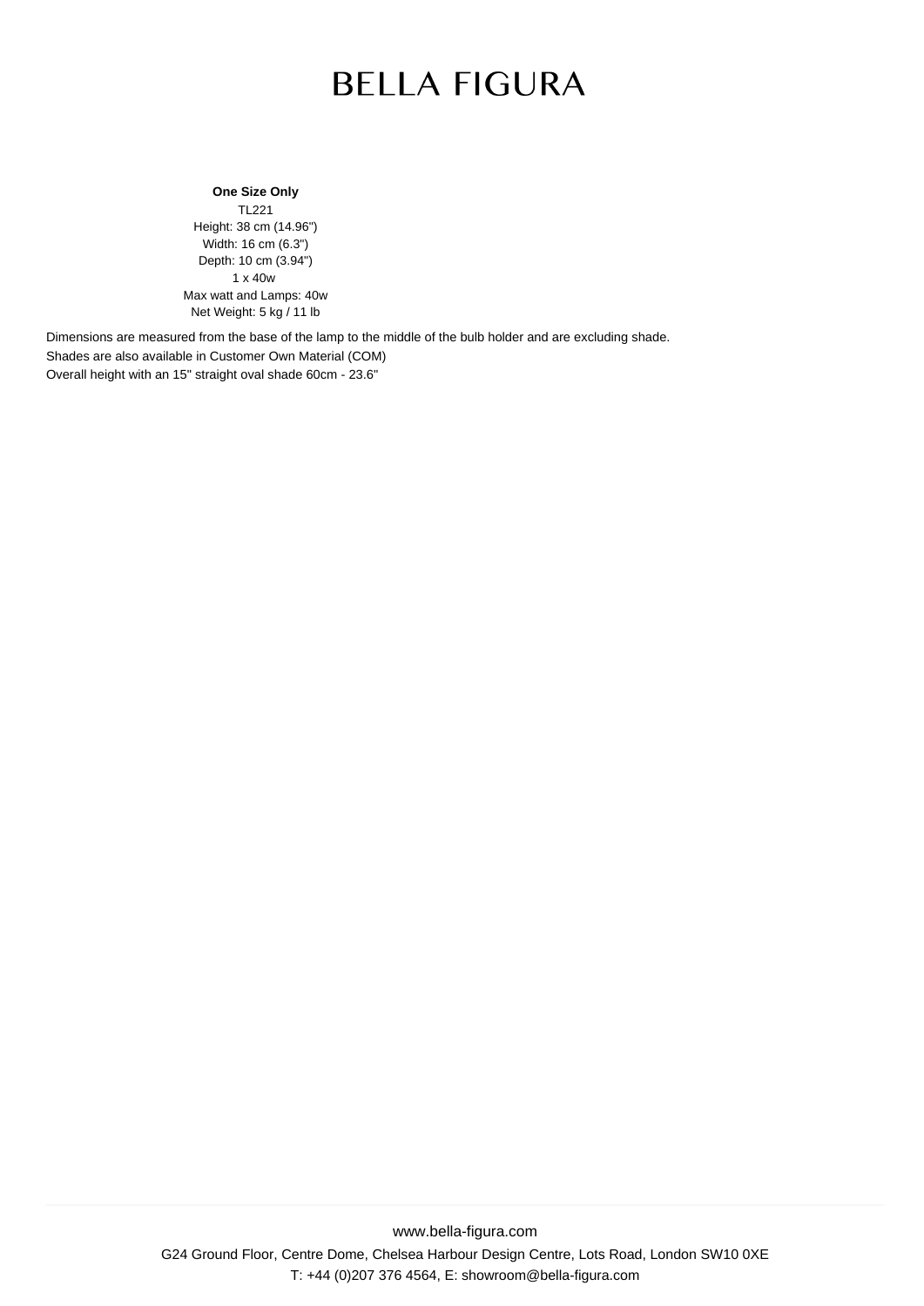**One Size Only**

TL221
Height: 38 cm (14.96")
Width: 16 cm (6.3")
Depth: 10 cm (3.94")
1 x 40w
Max watt and Lamps: 40w
Net Weight: 5 kg / 11 lb

Dimensions are measured from the base of the lamp to the middle of the bulb holder and are excluding shade.
Shades are also available in Customer Own Material (COM)
Overall height with an 15" straight oval shade 60cm - 23.6"